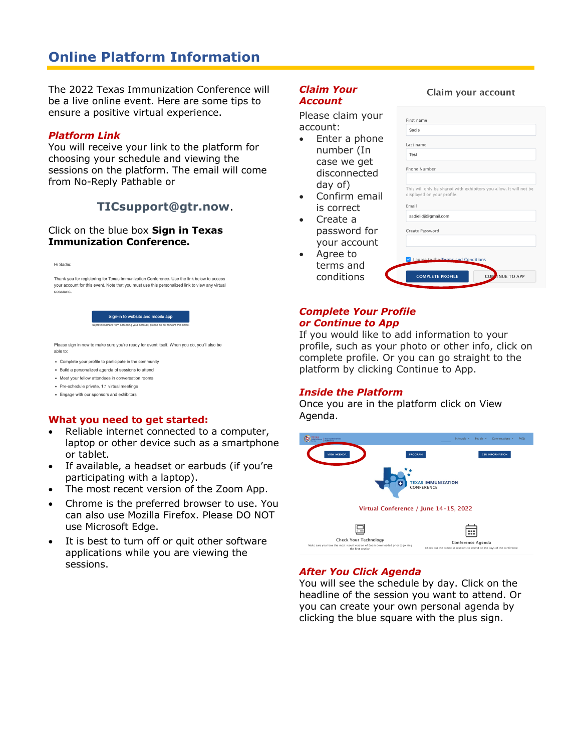# Online Platform Information

The 2022 Texas Immunization Conference will be a live online event. Here are some tips to ensure a positive virtual experience.

### Platform Link

You will receive your link to the platform for choosing your schedule and viewing the sessions on the platform. The email will come from No-Reply Pathable or

**TICsupport@gtr.now**.

Click on the blue box **Sign in Texas Immunization Conference.**

### What you need to get started:

- Reliable internet connected to a computer, laptop or other device such as a smartphone or tablet.
- If available, a headset or earbuds (if you're participating with a laptop).
- The most recent version of the Zoom App.
- Chrome is the preferred browser to use. You can also use Mozilla Firefox. Please DO NOT use Microsoft Edge.
- It is best to turn off or quit other software applications while you are viewing the sessions.

### Claim Your Account

Please claim your account:

- Enter a phone number (In case we get disconnected day of)
- Confirm email is correct
- Create a password for your account
- Agree to terms and conditions

### Complete Your Profile or Continue to App

If you would like to add information to your profile, such as your photo or other info, click on complete profile. Or you can go straight to the platform by clicking Continue to App.

### Inside the Platform

Once you are in the platform click on View Agenda.

### After You Click Agenda

You will see the schedule by day. Click on the headline of the session you want to attend. Or you can create your own personal agenda by clicking the blue square with the plus sign.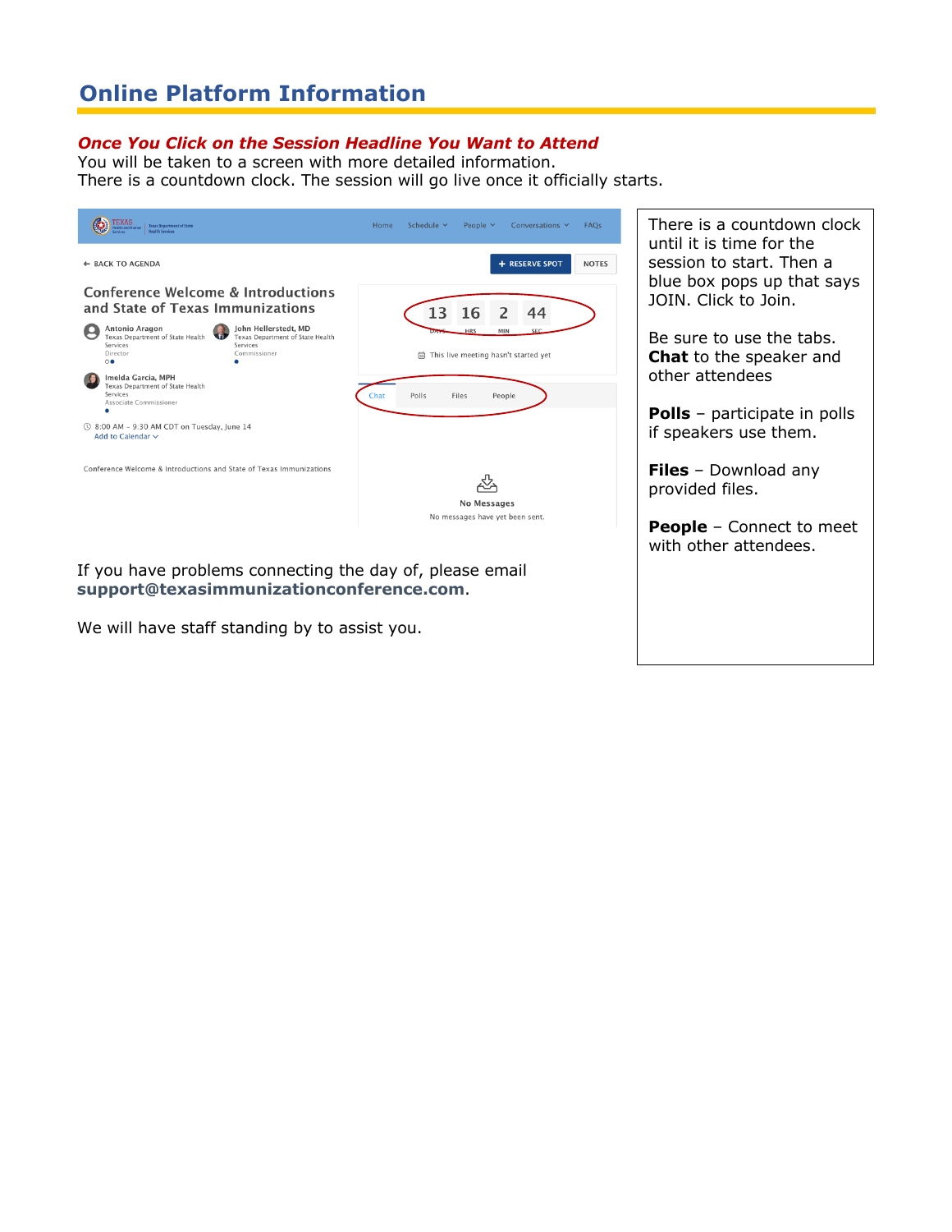## Online Platform Information

***Once You Click on the Session Headline You Want to Attend***

You will be taken to a screen with more detailed information.
There is a countdown clock. The session will go live once it officially starts.

There is a countdown clock until it is time for the session to start. Then a blue box pops up that says JOIN. Click to Join.

Be sure to use the tabs. **Chat** to the speaker and other attendees

**Polls** – participate in polls if speakers use them.

**Files** – Download any provided files.

**People** – Connect to meet with other attendees.

If you have problems connecting the day of, please email **support@texasimmunizationconference.com**.

We will have staff standing by to assist you.